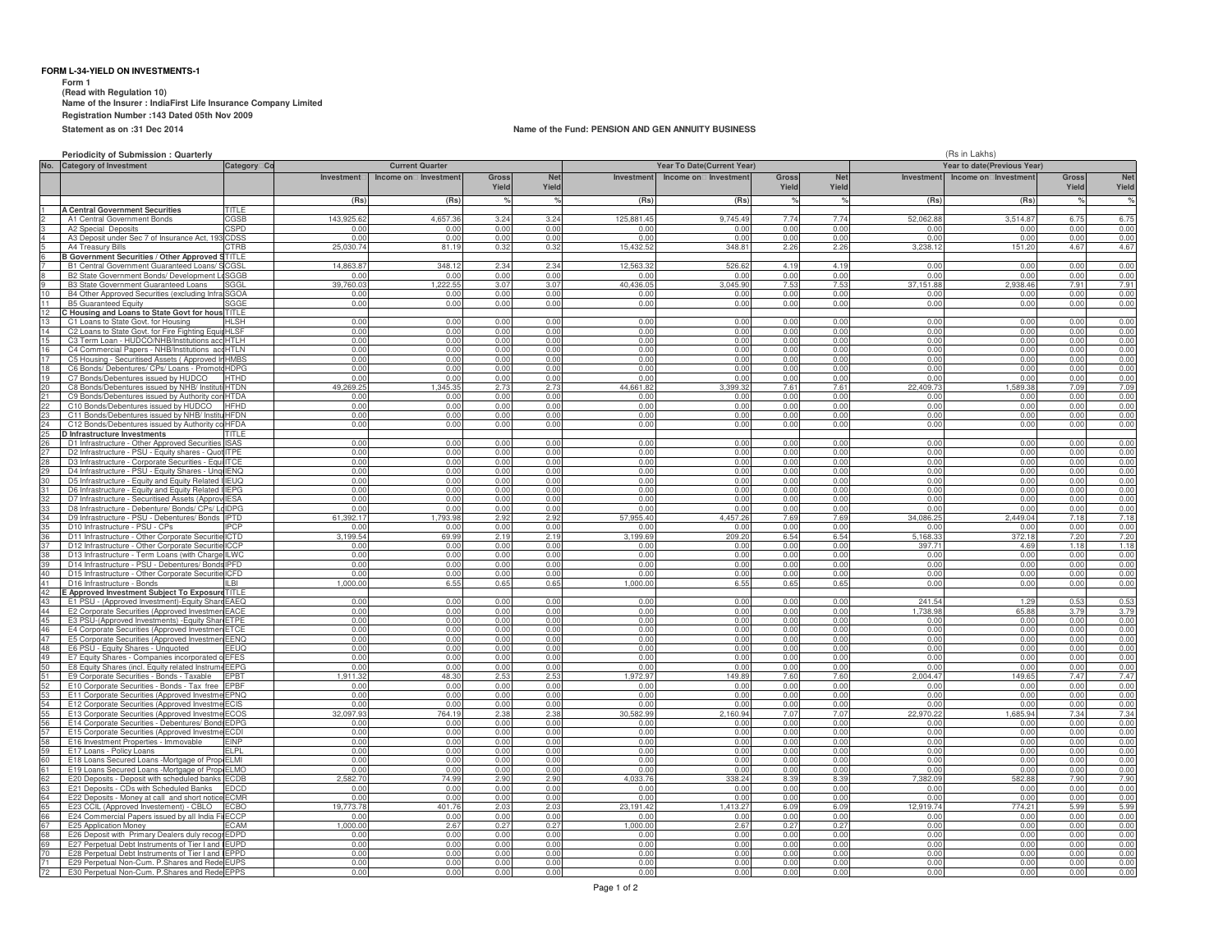**FORM L-34-YIELD ON INVESTMENTS-1**

Form 1
(Read with Regulation 10)
Name of the Insurer : IndiaFirst Life Insurance Company Limited
Registration Number :143 Dated 05th Nov 2009
Statement as on :31 Dec 2014

Name of the Fund: PENSION AND GEN ANNUITY BUSINESS

Periodicity of Submission : Quarterly

(Rs in Lakhs)

| No. | Category of Investment | Category Co | Current Quarter | | | | Year To Date(Current Year) | | | | Year to date(Previous Year) | | | |
|---|---|---|---|---|---|---|---|---|---|---|---|---|---|---|
| | | | Investment | Income on Investment | Gross Yield | Net Yield | Investment | Income on Investment | Gross Yield | Net Yield | Investment | Income on Investment | Gross Yield | Net Yield |
| | | | (Rs) | (Rs) | % | % | (Rs) | (Rs) | % | % | (Rs) | (Rs) | % | % |
| 1 | A Central Government Securities | TITLE | | | | | | | | | | | | |
| 2 | A1 Central Government Bonds | CGSB | 143,925.62 | 4,657.36 | 3.24 | 3.24 | 125,881.45 | 9,745.49 | 7.74 | 7.74 | 52,062.88 | 3,514.87 | 6.75 | 6.75 |
| 3 | A2 Special Deposits | CSPD | 0.00 | 0.00 | 0.00 | 0.00 | 0.00 | 0.00 | 0.00 | 0.00 | 0.00 | 0.00 | 0.00 | 0.00 |
| 4 | A3 Deposit under Sec 7 of Insurance Act, 193 | CDSS | 0.00 | 0.00 | 0.00 | 0.00 | 0.00 | 0.00 | 0.00 | 0.00 | 0.00 | 0.00 | 0.00 | 0.00 |
| 5 | A4 Treasury Bills | CTRB | 25,030.74 | 81.19 | 0.32 | 0.32 | 15,432.52 | 348.81 | 2.26 | 2.26 | 3,238.12 | 151.20 | 4.67 | 4.67 |
| 6 | B Government Securities / Other Approved S | TITLE | | | | | | | | | | | | |
| 7 | B1 Central Government Guaranteed Loans/ S | CGSL | 14,863.87 | 348.12 | 2.34 | 2.34 | 12,563.32 | 526.62 | 4.19 | 4.19 | 0.00 | 0.00 | 0.00 | 0.00 |
| 8 | B2 State Government Bonds/ Development Lo | SGGB | 0.00 | 0.00 | 0.00 | 0.00 | 0.00 | 0.00 | 0.00 | 0.00 | 0.00 | 0.00 | 0.00 | 0.00 |
| 9 | B3 State Government Guaranteed Loans | SGGL | 39,760.03 | 1,222.55 | 3.07 | 3.07 | 40,436.05 | 3,045.90 | 7.53 | 7.53 | 37,151.88 | 2,938.46 | 7.91 | 7.91 |
| 10 | B4 Other Approved Securities (excluding Infra | SGOA | 0.00 | 0.00 | 0.00 | 0.00 | 0.00 | 0.00 | 0.00 | 0.00 | 0.00 | 0.00 | 0.00 | 0.00 |
| 11 | B5 Guaranteed Equity | SGGE | 0.00 | 0.00 | 0.00 | 0.00 | 0.00 | 0.00 | 0.00 | 0.00 | 0.00 | 0.00 | 0.00 | 0.00 |
| 12 | C Housing and Loans to State Govt for hous | TITLE | | | | | | | | | | | | |
| 13 | C1 Loans to State Govt. for Housing | HLSH | 0.00 | 0.00 | 0.00 | 0.00 | 0.00 | 0.00 | 0.00 | 0.00 | 0.00 | 0.00 | 0.00 | 0.00 |
| 14 | C2 Loans to State Govt. for Fire Fighting Equi | HLSF | 0.00 | 0.00 | 0.00 | 0.00 | 0.00 | 0.00 | 0.00 | 0.00 | 0.00 | 0.00 | 0.00 | 0.00 |
| 15 | C3 Term Loan - HUDCO/NHB/Institutions acc | HTLH | 0.00 | 0.00 | 0.00 | 0.00 | 0.00 | 0.00 | 0.00 | 0.00 | 0.00 | 0.00 | 0.00 | 0.00 |
| 16 | C4 Commercial Papers - NHB/Institutions acc | HTLN | 0.00 | 0.00 | 0.00 | 0.00 | 0.00 | 0.00 | 0.00 | 0.00 | 0.00 | 0.00 | 0.00 | 0.00 |
| 17 | C5 Housing - Securitised Assets ( Approved In | HMBS | 0.00 | 0.00 | 0.00 | 0.00 | 0.00 | 0.00 | 0.00 | 0.00 | 0.00 | 0.00 | 0.00 | 0.00 |
| 18 | C6 Bonds/ Debentures/ CPs/ Loans - Promoto | HDPG | 0.00 | 0.00 | 0.00 | 0.00 | 0.00 | 0.00 | 0.00 | 0.00 | 0.00 | 0.00 | 0.00 | 0.00 |
| 19 | C7 Bonds/Debentures issued by HUDCO | HTHD | 0.00 | 0.00 | 0.00 | 0.00 | 0.00 | 0.00 | 0.00 | 0.00 | 0.00 | 0.00 | 0.00 | 0.00 |
| 20 | C8 Bonds/Debentures issued by NHB/ Instituti | HTDN | 49,269.25 | 1,345.35 | 2.73 | 2.73 | 44,661.82 | 3,399.32 | 7.61 | 7.61 | 22,409.73 | 1,589.38 | 7.09 | 7.09 |
| 21 | C9 Bonds/Debentures issued by Authority con | HTDA | 0.00 | 0.00 | 0.00 | 0.00 | 0.00 | 0.00 | 0.00 | 0.00 | 0.00 | 0.00 | 0.00 | 0.00 |
| 22 | C10 Bonds/Debentures issued by HUDCO | HFHD | 0.00 | 0.00 | 0.00 | 0.00 | 0.00 | 0.00 | 0.00 | 0.00 | 0.00 | 0.00 | 0.00 | 0.00 |
| 23 | C11 Bonds/Debentures issued by NHB/ Institu | HFDN | 0.00 | 0.00 | 0.00 | 0.00 | 0.00 | 0.00 | 0.00 | 0.00 | 0.00 | 0.00 | 0.00 | 0.00 |
| 24 | C12 Bonds/Debentures issued by Authority co | HFDA | 0.00 | 0.00 | 0.00 | 0.00 | 0.00 | 0.00 | 0.00 | 0.00 | 0.00 | 0.00 | 0.00 | 0.00 |
| 25 | D Infrastructure Investments | TITLE | | | | | | | | | | | | |
| 26 | D1 Infrastructure - Other Approved Securities | ISAS | 0.00 | 0.00 | 0.00 | 0.00 | 0.00 | 0.00 | 0.00 | 0.00 | 0.00 | 0.00 | 0.00 | 0.00 |
| 27 | D2 Infrastructure - PSU - Equity shares - Quot | ITPE | 0.00 | 0.00 | 0.00 | 0.00 | 0.00 | 0.00 | 0.00 | 0.00 | 0.00 | 0.00 | 0.00 | 0.00 |
| 28 | D3 Infrastructure - Corporate Securities - Equi | ITCE | 0.00 | 0.00 | 0.00 | 0.00 | 0.00 | 0.00 | 0.00 | 0.00 | 0.00 | 0.00 | 0.00 | 0.00 |
| 29 | D4 Infrastructure - PSU - Equity Shares - Unq | IENQ | 0.00 | 0.00 | 0.00 | 0.00 | 0.00 | 0.00 | 0.00 | 0.00 | 0.00 | 0.00 | 0.00 | 0.00 |
| 30 | D5 Infrastructure - Equity and Equity Related I | IEUQ | 0.00 | 0.00 | 0.00 | 0.00 | 0.00 | 0.00 | 0.00 | 0.00 | 0.00 | 0.00 | 0.00 | 0.00 |
| 31 | D6 Infrastructure - Equity and Equity Related I | IEPG | 0.00 | 0.00 | 0.00 | 0.00 | 0.00 | 0.00 | 0.00 | 0.00 | 0.00 | 0.00 | 0.00 | 0.00 |
| 32 | D7 Infrastructure - Securitised Assets (Approv | IESA | 0.00 | 0.00 | 0.00 | 0.00 | 0.00 | 0.00 | 0.00 | 0.00 | 0.00 | 0.00 | 0.00 | 0.00 |
| 33 | D8 Infrastructure - Debenture/ Bonds/ CPs/ Lo | IDPG | 0.00 | 0.00 | 0.00 | 0.00 | 0.00 | 0.00 | 0.00 | 0.00 | 0.00 | 0.00 | 0.00 | 0.00 |
| 34 | D9 Infrastructure - PSU - Debentures/ Bonds | IPTD | 61,392.17 | 1,793.98 | 2.92 | 2.92 | 57,955.40 | 4,457.26 | 7.69 | 7.69 | 34,086.25 | 2,449.04 | 7.18 | 7.18 |
| 35 | D10 Infrastructure - PSU - CPs | IPCP | 0.00 | 0.00 | 0.00 | 0.00 | 0.00 | 0.00 | 0.00 | 0.00 | 0.00 | 0.00 | 0.00 | 0.00 |
| 36 | D11 Infrastructure - Other Corporate Securitie | ICTD | 3,199.54 | 69.99 | 2.19 | 2.19 | 3,199.69 | 209.20 | 6.54 | 6.54 | 5,168.33 | 372.18 | 7.20 | 7.20 |
| 37 | D12 Infrastructure - Other Corporate Securitie | ICCP | 0.00 | 0.00 | 0.00 | 0.00 | 0.00 | 0.00 | 0.00 | 0.00 | 397.71 | 4.69 | 1.18 | 1.18 |
| 38 | D13 Infrastructure - Term Loans (with Charge | ILWC | 0.00 | 0.00 | 0.00 | 0.00 | 0.00 | 0.00 | 0.00 | 0.00 | 0.00 | 0.00 | 0.00 | 0.00 |
| 39 | D14 Infrastructure - PSU - Debentures/ Bonds | IPFD | 0.00 | 0.00 | 0.00 | 0.00 | 0.00 | 0.00 | 0.00 | 0.00 | 0.00 | 0.00 | 0.00 | 0.00 |
| 40 | D15 Infrastructure - Other Corporate Securitie | ICFD | 0.00 | 0.00 | 0.00 | 0.00 | 0.00 | 0.00 | 0.00 | 0.00 | 0.00 | 0.00 | 0.00 | 0.00 |
| 41 | D16 Infrastructure - Bonds | ILBI | 1,000.00 | 6.55 | 0.65 | 0.65 | 1,000.00 | 6.55 | 0.65 | 0.65 | 0.00 | 0.00 | 0.00 | 0.00 |
| 42 | E Approved Investment Subject To Exposure | TITLE | | | | | | | | | | | | |
| 43 | E1 PSU - (Approved Investment)-Equity Share | EAEQ | 0.00 | 0.00 | 0.00 | 0.00 | 0.00 | 0.00 | 0.00 | 0.00 | 241.54 | 1.29 | 0.53 | 0.53 |
| 44 | E2 Corporate Securities (Approved Investmen | EACE | 0.00 | 0.00 | 0.00 | 0.00 | 0.00 | 0.00 | 0.00 | 0.00 | 1,738.98 | 65.88 | 3.79 | 3.79 |
| 45 | E3 PSU-(Approved Investments) -Equity Shar | ETPE | 0.00 | 0.00 | 0.00 | 0.00 | 0.00 | 0.00 | 0.00 | 0.00 | 0.00 | 0.00 | 0.00 | 0.00 |
| 46 | E4 Corporate Securities (Approved Investmen | ETCE | 0.00 | 0.00 | 0.00 | 0.00 | 0.00 | 0.00 | 0.00 | 0.00 | 0.00 | 0.00 | 0.00 | 0.00 |
| 47 | E5 Corporate Securities (Approved Investmen | EENQ | 0.00 | 0.00 | 0.00 | 0.00 | 0.00 | 0.00 | 0.00 | 0.00 | 0.00 | 0.00 | 0.00 | 0.00 |
| 48 | E6 PSU - Equity Shares - Unquoted | EEUQ | 0.00 | 0.00 | 0.00 | 0.00 | 0.00 | 0.00 | 0.00 | 0.00 | 0.00 | 0.00 | 0.00 | 0.00 |
| 49 | E7 Equity Shares - Companies incorporated o | EFES | 0.00 | 0.00 | 0.00 | 0.00 | 0.00 | 0.00 | 0.00 | 0.00 | 0.00 | 0.00 | 0.00 | 0.00 |
| 50 | E8 Equity Shares (incl. Equity related Instrume | EEPG | 0.00 | 0.00 | 0.00 | 0.00 | 0.00 | 0.00 | 0.00 | 0.00 | 0.00 | 0.00 | 0.00 | 0.00 |
| 51 | E9 Corporate Securities - Bonds - Taxable | EPBT | 1,911.32 | 48.30 | 2.53 | 2.53 | 1,972.97 | 149.89 | 7.60 | 7.60 | 2,004.47 | 149.65 | 7.47 | 7.47 |
| 52 | E10 Corporate Securities - Bonds - Tax free | EPBF | 0.00 | 0.00 | 0.00 | 0.00 | 0.00 | 0.00 | 0.00 | 0.00 | 0.00 | 0.00 | 0.00 | 0.00 |
| 53 | E11 Corporate Securities (Approved Investme | EPNQ | 0.00 | 0.00 | 0.00 | 0.00 | 0.00 | 0.00 | 0.00 | 0.00 | 0.00 | 0.00 | 0.00 | 0.00 |
| 54 | E12 Corporate Securities (Approved Investme | ECIS | 0.00 | 0.00 | 0.00 | 0.00 | 0.00 | 0.00 | 0.00 | 0.00 | 0.00 | 0.00 | 0.00 | 0.00 |
| 55 | E13 Corporate Securities (Approved Investme | ECOS | 32,097.93 | 764.19 | 2.38 | 2.38 | 30,582.99 | 2,160.94 | 7.07 | 7.07 | 22,970.22 | 1,685.94 | 7.34 | 7.34 |
| 56 | E14 Corporate Securities - Debentures/ Bonds | EDPG | 0.00 | 0.00 | 0.00 | 0.00 | 0.00 | 0.00 | 0.00 | 0.00 | 0.00 | 0.00 | 0.00 | 0.00 |
| 57 | E15 Corporate Securities (Approved Investme | ECDI | 0.00 | 0.00 | 0.00 | 0.00 | 0.00 | 0.00 | 0.00 | 0.00 | 0.00 | 0.00 | 0.00 | 0.00 |
| 58 | E16 Investment Properties - Immovable | EINP | 0.00 | 0.00 | 0.00 | 0.00 | 0.00 | 0.00 | 0.00 | 0.00 | 0.00 | 0.00 | 0.00 | 0.00 |
| 59 | E17 Loans - Policy Loans | ELPL | 0.00 | 0.00 | 0.00 | 0.00 | 0.00 | 0.00 | 0.00 | 0.00 | 0.00 | 0.00 | 0.00 | 0.00 |
| 60 | E18 Loans Secured Loans -Mortgage of Prop | ELMI | 0.00 | 0.00 | 0.00 | 0.00 | 0.00 | 0.00 | 0.00 | 0.00 | 0.00 | 0.00 | 0.00 | 0.00 |
| 61 | E19 Loans Secured Loans -Mortgage of Prop | ELMO | 0.00 | 0.00 | 0.00 | 0.00 | 0.00 | 0.00 | 0.00 | 0.00 | 0.00 | 0.00 | 0.00 | 0.00 |
| 62 | E20 Deposits - Deposit with scheduled banks | ECDB | 2,582.70 | 74.99 | 2.90 | 2.90 | 4,033.76 | 338.24 | 8.39 | 8.39 | 7,382.09 | 582.88 | 7.90 | 7.90 |
| 63 | E21 Deposits - CDs with Scheduled Banks | EDCD | 0.00 | 0.00 | 0.00 | 0.00 | 0.00 | 0.00 | 0.00 | 0.00 | 0.00 | 0.00 | 0.00 | 0.00 |
| 64 | E22 Deposits - Money at call and short notice | ECMR | 0.00 | 0.00 | 0.00 | 0.00 | 0.00 | 0.00 | 0.00 | 0.00 | 0.00 | 0.00 | 0.00 | 0.00 |
| 65 | E23 CCIL (Approved Investement) - CBLO | ECBO | 19,773.78 | 401.76 | 2.03 | 2.03 | 23,191.42 | 1,413.27 | 6.09 | 6.09 | 12,919.74 | 774.21 | 5.99 | 5.99 |
| 66 | E24 Commercial Papers issued by all India Fi | ECCP | 0.00 | 0.00 | 0.00 | 0.00 | 0.00 | 0.00 | 0.00 | 0.00 | 0.00 | 0.00 | 0.00 | 0.00 |
| 67 | E25 Application Money | ECAM | 1,000.00 | 2.67 | 0.27 | 0.27 | 1,000.00 | 2.67 | 0.27 | 0.27 | 0.00 | 0.00 | 0.00 | 0.00 |
| 68 | E26 Deposit with Primary Dealers duly recog | EDPD | 0.00 | 0.00 | 0.00 | 0.00 | 0.00 | 0.00 | 0.00 | 0.00 | 0.00 | 0.00 | 0.00 | 0.00 |
| 69 | E27 Perpetual Debt Instruments of Tier I and I | EUPD | 0.00 | 0.00 | 0.00 | 0.00 | 0.00 | 0.00 | 0.00 | 0.00 | 0.00 | 0.00 | 0.00 | 0.00 |
| 70 | E28 Perpetual Debt Instruments of Tier I and I | EPPD | 0.00 | 0.00 | 0.00 | 0.00 | 0.00 | 0.00 | 0.00 | 0.00 | 0.00 | 0.00 | 0.00 | 0.00 |
| 71 | E29 Perpetual Non-Cum. P.Shares and Rede | EUPS | 0.00 | 0.00 | 0.00 | 0.00 | 0.00 | 0.00 | 0.00 | 0.00 | 0.00 | 0.00 | 0.00 | 0.00 |
| 72 | E30 Perpetual Non-Cum. P.Shares and Rede | EPPS | 0.00 | 0.00 | 0.00 | 0.00 | 0.00 | 0.00 | 0.00 | 0.00 | 0.00 | 0.00 | 0.00 | 0.00 |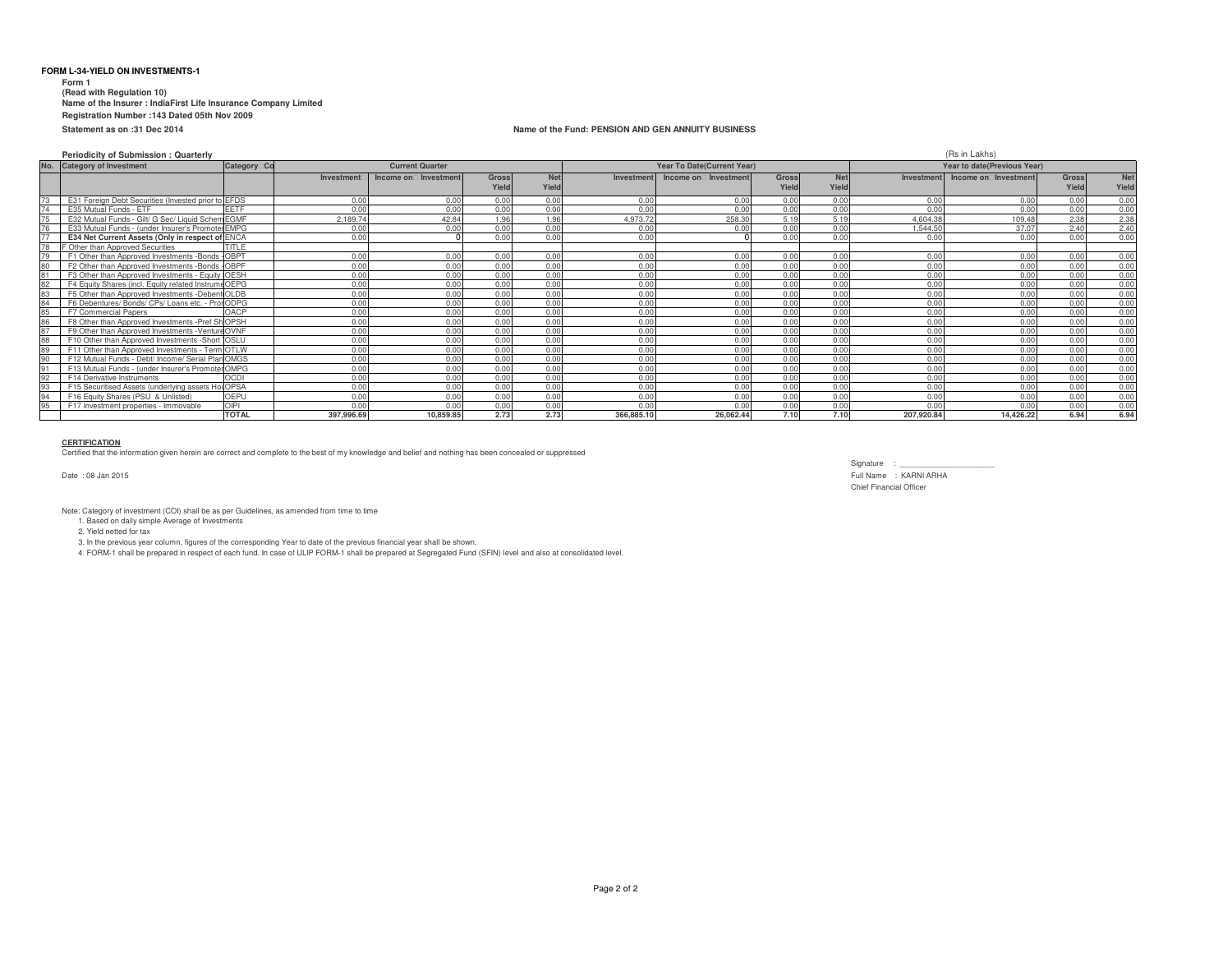**FORM L-34-YIELD ON INVESTMENTS-1**

**Form 1**
**(Read with Regulation 10)**
**Name of the Insurer : IndiaFirst Life Insurance Company Limited**
**Registration Number :143 Dated 05th Nov 2009**
**Statement as on :31 Dec 2014**

**Name of the Fund: PENSION AND GEN ANNUITY BUSINESS**

**Periodicity of Submission : Quarterly**

(Rs in Lakhs)

| No. | Category of Investment | Category Co | Current Quarter | | | | Year To Date(Current Year) | | | | Year to date(Previous Year) | | | |
|---|---|---|---|---|---|---|---|---|---|---|---|---|---|---|
| | | | Investment | Income on Investment | Gross Yield | Net Yield | Investment | Income on Investment | Gross Yield | Net Yield | Investment | Income on Investment | Gross Yield | Net Yield |
| 73 | E31 Foreign Debt Securities (Invested prior to | EFDS | 0.00 | 0.00 | 0.00 | 0.00 | 0.00 | 0.00 | 0.00 | 0.00 | 0.00 | 0.00 | 0.00 | 0.00 |
| 74 | E35 Mutual Funds - ETF | EETF | 0.00 | 0.00 | 0.00 | 0.00 | 0.00 | 0.00 | 0.00 | 0.00 | 0.00 | 0.00 | 0.00 | 0.00 |
| 75 | E32 Mutual Funds - Gilt/ G Sec/ Liquid Schem | EGMF | 2,189.74 | 42.84 | 1.96 | 1.96 | 4,973.72 | 258.30 | 5.19 | 5.19 | 4,604.38 | 109.48 | 2.38 | 2.38 |
| 76 | E33 Mutual Funds - (under Insurer's Promoter | EMPG | 0.00 | 0.00 | 0.00 | 0.00 | 0.00 | 0.00 | 0.00 | 0.00 | 1,544.50 | 37.07 | 2.40 | 2.40 |
| 77 | **E34 Net Current Assets (Only in respect of** | ENCA | 0.00 | 0 | 0.00 | 0.00 | 0.00 | 0 | 0.00 | 0.00 | 0.00 | 0.00 | 0.00 | 0.00 |
| 78 | F Other than Approved Securities | TITLE | | | | | | | | | | | | |
| 79 | F1 Other than Approved Investments -Bonds - | OBPT | 0.00 | 0.00 | 0.00 | 0.00 | 0.00 | 0.00 | 0.00 | 0.00 | 0.00 | 0.00 | 0.00 | 0.00 |
| 80 | F2 Other than Approved Investments -Bonds - | OBPF | 0.00 | 0.00 | 0.00 | 0.00 | 0.00 | 0.00 | 0.00 | 0.00 | 0.00 | 0.00 | 0.00 | 0.00 |
| 81 | F3 Other than Approved Investments - Equity | OESH | 0.00 | 0.00 | 0.00 | 0.00 | 0.00 | 0.00 | 0.00 | 0.00 | 0.00 | 0.00 | 0.00 | 0.00 |
| 82 | F4 Equity Shares (incl. Equity related Instrume | OEPG | 0.00 | 0.00 | 0.00 | 0.00 | 0.00 | 0.00 | 0.00 | 0.00 | 0.00 | 0.00 | 0.00 | 0.00 |
| 83 | F5 Other than Approved Investments -Debent | OLDB | 0.00 | 0.00 | 0.00 | 0.00 | 0.00 | 0.00 | 0.00 | 0.00 | 0.00 | 0.00 | 0.00 | 0.00 |
| 84 | F6 Debentures/ Bonds/ CPs/ Loans etc. - Pro | ODPG | 0.00 | 0.00 | 0.00 | 0.00 | 0.00 | 0.00 | 0.00 | 0.00 | 0.00 | 0.00 | 0.00 | 0.00 |
| 85 | F7 Commercial Papers | OACP | 0.00 | 0.00 | 0.00 | 0.00 | 0.00 | 0.00 | 0.00 | 0.00 | 0.00 | 0.00 | 0.00 | 0.00 |
| 86 | F8 Other than Approved Investments -Pref Sh | OPSH | 0.00 | 0.00 | 0.00 | 0.00 | 0.00 | 0.00 | 0.00 | 0.00 | 0.00 | 0.00 | 0.00 | 0.00 |
| 87 | F9 Other than Approved Investments -Venture | OVNF | 0.00 | 0.00 | 0.00 | 0.00 | 0.00 | 0.00 | 0.00 | 0.00 | 0.00 | 0.00 | 0.00 | 0.00 |
| 88 | F10 Other than Approved Investments -Short | OSLU | 0.00 | 0.00 | 0.00 | 0.00 | 0.00 | 0.00 | 0.00 | 0.00 | 0.00 | 0.00 | 0.00 | 0.00 |
| 89 | F11 Other than Approved Investments - Term | OTLW | 0.00 | 0.00 | 0.00 | 0.00 | 0.00 | 0.00 | 0.00 | 0.00 | 0.00 | 0.00 | 0.00 | 0.00 |
| 90 | F12 Mutual Funds - Debt/ Income/ Serial Plan | OMGS | 0.00 | 0.00 | 0.00 | 0.00 | 0.00 | 0.00 | 0.00 | 0.00 | 0.00 | 0.00 | 0.00 | 0.00 |
| 91 | F13 Mutual Funds - (under Insurer's Promoter | OMPG | 0.00 | 0.00 | 0.00 | 0.00 | 0.00 | 0.00 | 0.00 | 0.00 | 0.00 | 0.00 | 0.00 | 0.00 |
| 92 | F14 Derivative Instruments | OCDI | 0.00 | 0.00 | 0.00 | 0.00 | 0.00 | 0.00 | 0.00 | 0.00 | 0.00 | 0.00 | 0.00 | 0.00 |
| 93 | F15 Securitised Assets (underlying assets Hou | OPSA | 0.00 | 0.00 | 0.00 | 0.00 | 0.00 | 0.00 | 0.00 | 0.00 | 0.00 | 0.00 | 0.00 | 0.00 |
| 94 | F16 Equity Shares (PSU & Unlisted) | OEPU | 0.00 | 0.00 | 0.00 | 0.00 | 0.00 | 0.00 | 0.00 | 0.00 | 0.00 | 0.00 | 0.00 | 0.00 |
| 95 | F17 Investment properties - Immovable | OIPI | 0.00 | 0.00 | 0.00 | 0.00 | 0.00 | 0.00 | 0.00 | 0.00 | 0.00 | 0.00 | 0.00 | 0.00 |
| | | **TOTAL** | **397,996.69** | **10,859.85** | **2.73** | **2.73** | **366,885.10** | **26,062.44** | **7.10** | **7.10** | **207,920.84** | **14,426.22** | **6.94** | **6.94** |

**CERTIFICATION**

Certified that the information given herein are correct and complete to the best of my knowledge and belief and nothing has been concealed or suppressed

Date : 08 Jan 2015

Signature : ______________________
Full Name : KARNI ARHA
Chief Financial Officer

Note: Category of investment (COI) shall be as per Guidelines, as amended from time to time

1. Based on daily simple Average of Investments
2. Yield netted for tax
3. In the previous year column, figures of the corresponding Year to date of the previous financial year shall be shown.
4. FORM-1 shall be prepared in respect of each fund. In case of ULIP FORM-1 shall be prepared at Segregated Fund (SFIN) level and also at consolidated level.